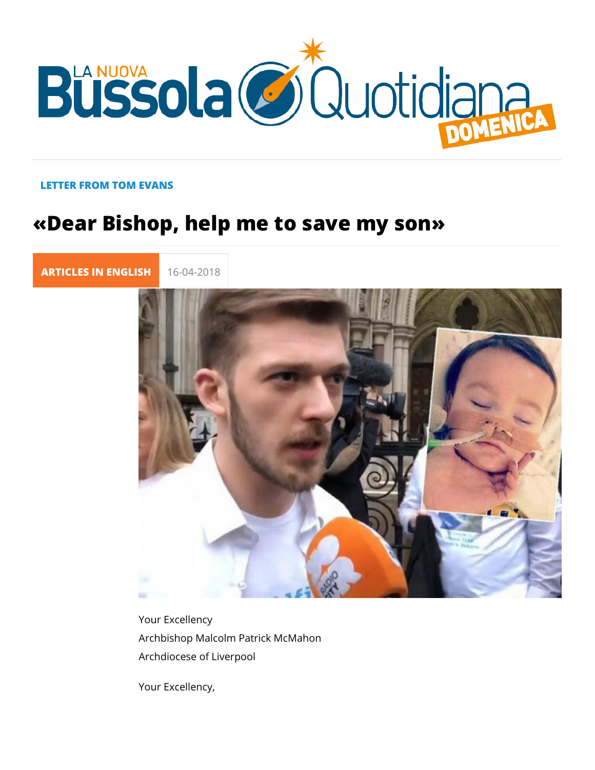LETTER FROM TOM EVANS

# «Dear Bishop, help me to save my son»

ARTICLES IN ENGLISH 16-04-2018

Your Excellency
Archbishop Malcolm Patrick McMahon
Archdiocese of Liverpool

Your Excellency,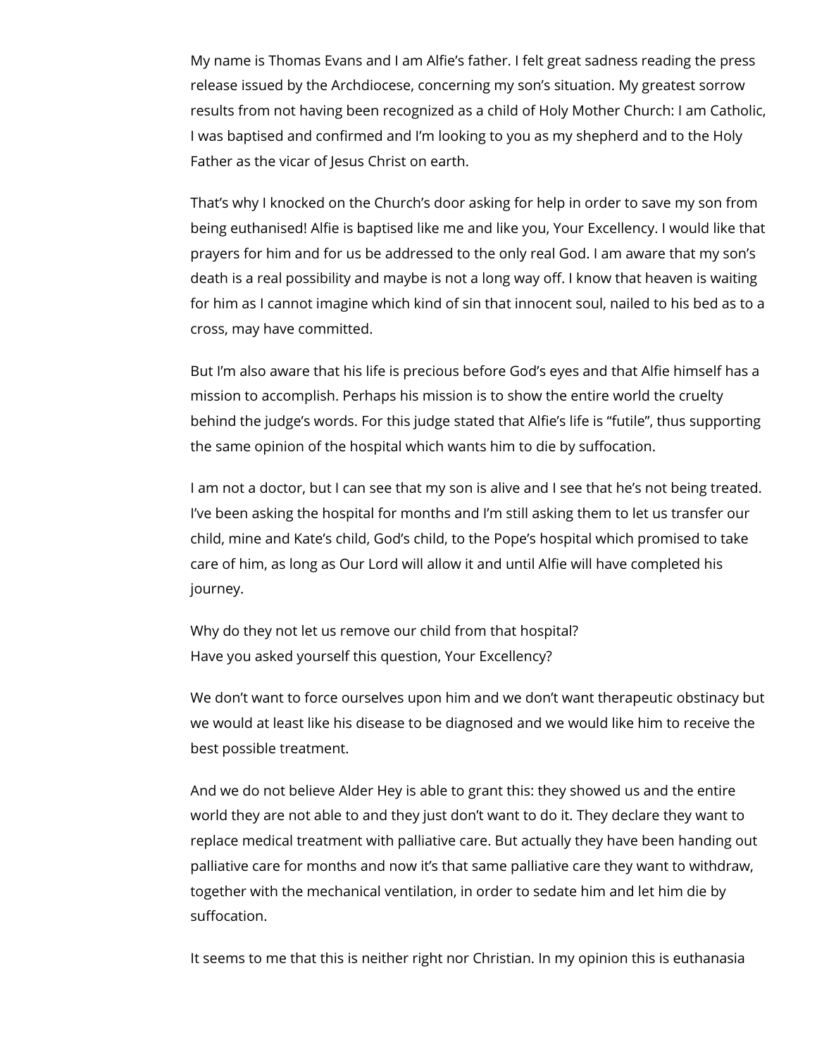My name is Thomas Evans and I am Alfie's father. I felt great sadness reading the press release issued by the Archdiocese, concerning my son's situation. My greatest sorrow results from not having been recognized as a child of Holy Mother Church: I am Catholic, I was baptised and confirmed and I'm looking to you as my shepherd and to the Holy Father as the vicar of Jesus Christ on earth.

That's why I knocked on the Church's door asking for help in order to save my son from being euthanised! Alfie is baptised like me and like you, Your Excellency. I would like that prayers for him and for us be addressed to the only real God. I am aware that my son's death is a real possibility and maybe is not a long way off. I know that heaven is waiting for him as I cannot imagine which kind of sin that innocent soul, nailed to his bed as to a cross, may have committed.

But I'm also aware that his life is precious before God's eyes and that Alfie himself has a mission to accomplish. Perhaps his mission is to show the entire world the cruelty behind the judge's words. For this judge stated that Alfie's life is "futile", thus supporting the same opinion of the hospital which wants him to die by suffocation.

I am not a doctor, but I can see that my son is alive and I see that he's not being treated. I've been asking the hospital for months and I'm still asking them to let us transfer our child, mine and Kate's child, God's child, to the Pope's hospital which promised to take care of him, as long as Our Lord will allow it and until Alfie will have completed his journey.

Why do they not let us remove our child from that hospital?
Have you asked yourself this question, Your Excellency?

We don't want to force ourselves upon him and we don't want therapeutic obstinacy but we would at least like his disease to be diagnosed and we would like him to receive the best possible treatment.

And we do not believe Alder Hey is able to grant this: they showed us and the entire world they are not able to and they just don't want to do it. They declare they want to replace medical treatment with palliative care. But actually they have been handing out palliative care for months and now it's that same palliative care they want to withdraw, together with the mechanical ventilation, in order to sedate him and let him die by suffocation.

It seems to me that this is neither right nor Christian. In my opinion this is euthanasia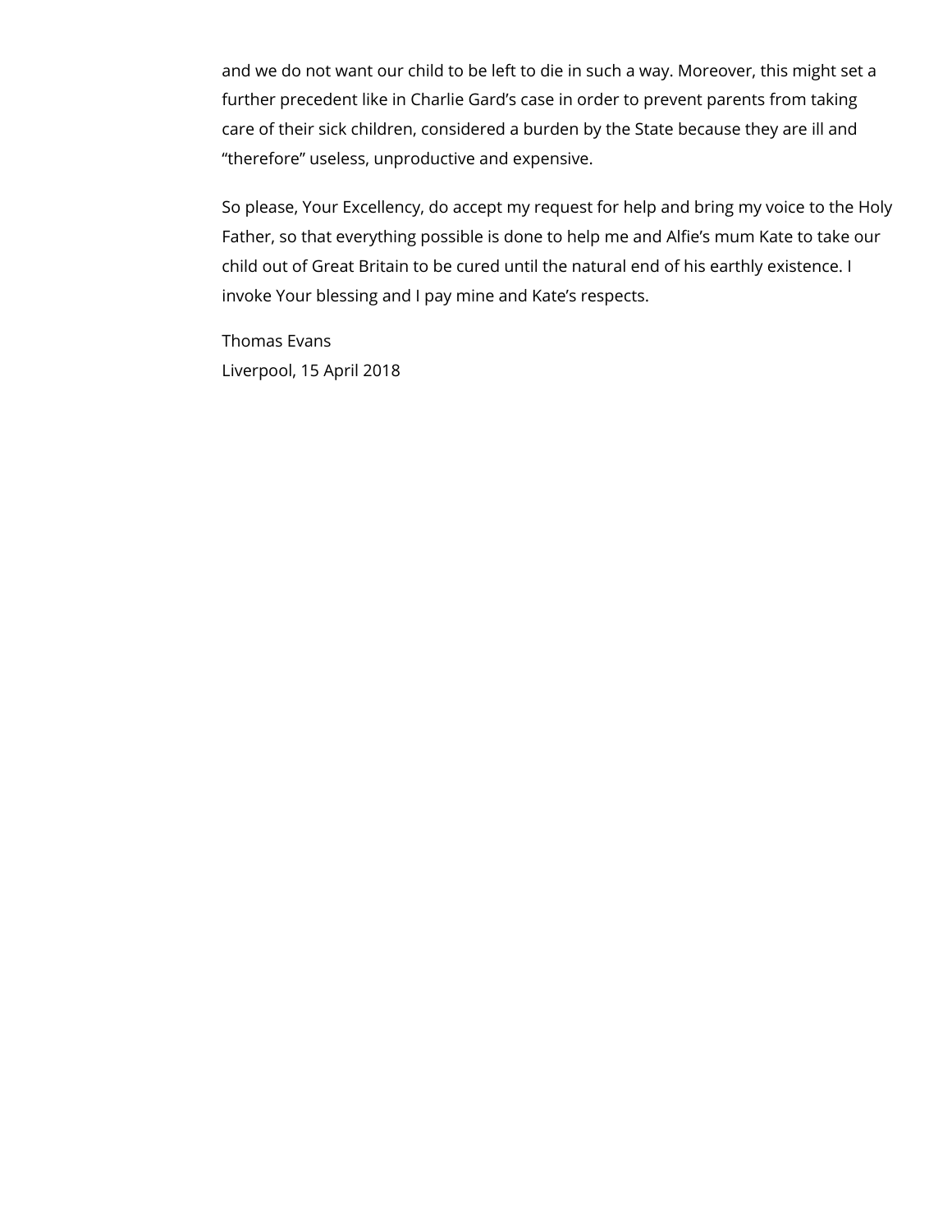and we do not want our child to be left to die in such a way. Moreover, this might set a further precedent like in Charlie Gard's case in order to prevent parents from taking care of their sick children, considered a burden by the State because they are ill and "therefore" useless, unproductive and expensive.

So please, Your Excellency, do accept my request for help and bring my voice to the Holy Father, so that everything possible is done to help me and Alfie's mum Kate to take our child out of Great Britain to be cured until the natural end of his earthly existence. I invoke Your blessing and I pay mine and Kate's respects.

Thomas Evans
Liverpool, 15 April 2018